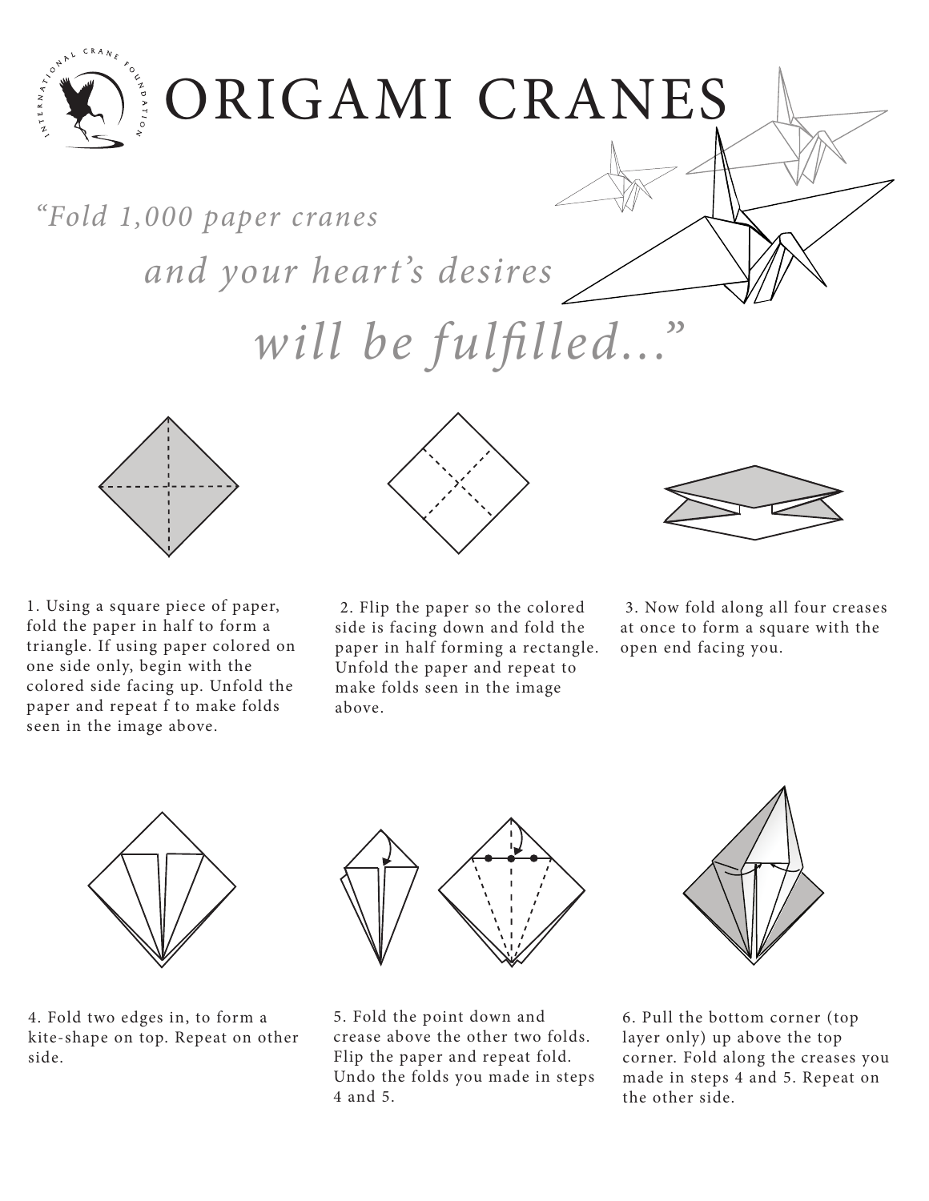# ORIGAMI CRANES

*"Fold 1,000 paper cranes and your heart's desires will be fulfilled..."*

1. Using a square piece of paper, fold the paper in half to form a triangle. If using paper colored on one side only, begin with the colored side facing up. Unfold the paper and repeat f to make folds seen in the image above.

2. Flip the paper so the colored side is facing down and fold the paper in half forming a rectangle. Unfold the paper and repeat to make folds seen in the image above.

3. Now fold along all four creases at once to form a square with the open end facing you.

4. Fold two edges in, to form a kite-shape on top. Repeat on other side.

5. Fold the point down and crease above the other two folds. Flip the paper and repeat fold. Undo the folds you made in steps 4 and 5.

6. Pull the bottom corner (top layer only) up above the top corner. Fold along the creases you made in steps 4 and 5. Repeat on the other side.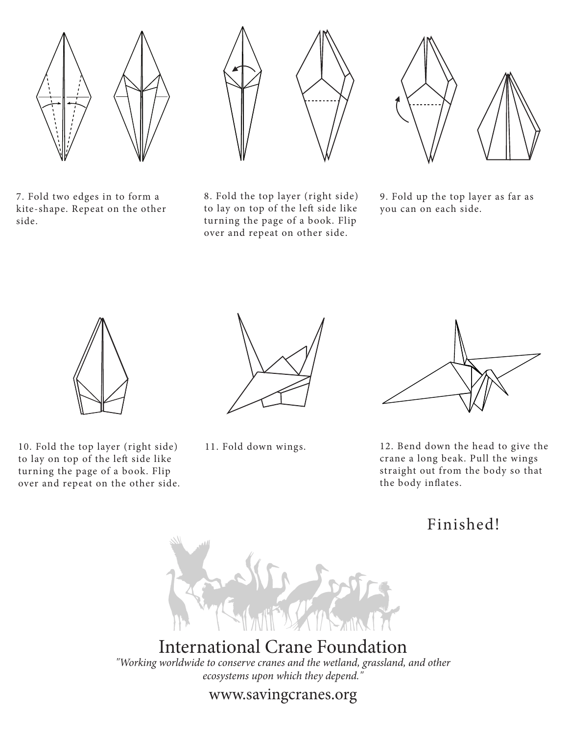7. Fold two edges in to form a kite-shape. Repeat on the other side.

8. Fold the top layer (right side) to lay on top of the left side like turning the page of a book. Flip over and repeat on other side.

9. Fold up the top layer as far as you can on each side.

10. Fold the top layer (right side) to lay on top of the left side like turning the page of a book. Flip over and repeat on the other side.

11. Fold down wings.

12. Bend down the head to give the crane a long beak. Pull the wings straight out from the body so that the body inflates.

Finished!

International Crane Foundation

*"Working worldwide to conserve cranes and the wetland, grassland, and other ecosystems upon which they depend."*

www.savingcranes.org